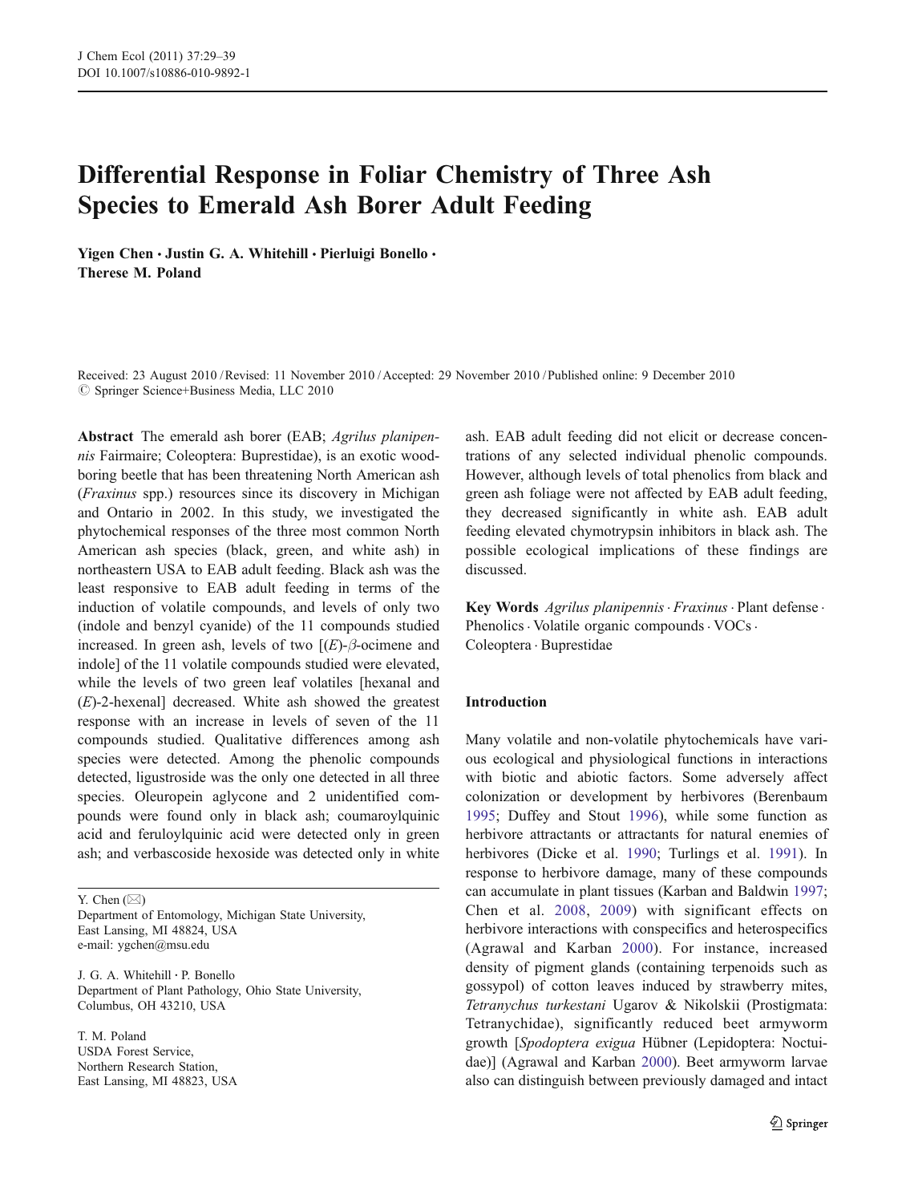# Differential Response in Foliar Chemistry of Three Ash Species to Emerald Ash Borer Adult Feeding

**Yigen Chen · Justin G. A. Whitehill · Pierluigi Bonello · Therese M. Poland**

Received: 23 August 2010 / Revised: 11 November 2010 / Accepted: 29 November 2010 / Published online: 9 December 2010
© Springer Science+Business Media, LLC 2010

**Abstract** The emerald ash borer (EAB; *Agrilus planipennis* Fairmaire; Coleoptera: Buprestidae), is an exotic wood-boring beetle that has been threatening North American ash (*Fraxinus* spp.) resources since its discovery in Michigan and Ontario in 2002. In this study, we investigated the phytochemical responses of the three most common North American ash species (black, green, and white ash) in northeastern USA to EAB adult feeding. Black ash was the least responsive to EAB adult feeding in terms of the induction of volatile compounds, and levels of only two (indole and benzyl cyanide) of the 11 compounds studied increased. In green ash, levels of two [(*E*)-β-ocimene and indole] of the 11 volatile compounds studied were elevated, while the levels of two green leaf volatiles [hexanal and (*E*)-2-hexenal] decreased. White ash showed the greatest response with an increase in levels of seven of the 11 compounds studied. Qualitative differences among ash species were detected. Among the phenolic compounds detected, ligustroside was the only one detected in all three species. Oleuropein aglycone and 2 unidentified compounds were found only in black ash; coumaroylquinic acid and feruloylquinic acid were detected only in green ash; and verbascoside hexoside was detected only in white ash. EAB adult feeding did not elicit or decrease concentrations of any selected individual phenolic compounds. However, although levels of total phenolics from black and green ash foliage were not affected by EAB adult feeding, they decreased significantly in white ash. EAB adult feeding elevated chymotrypsin inhibitors in black ash. The possible ecological implications of these findings are discussed.

**Key Words** *Agrilus planipennis* · *Fraxinus* · Plant defense · Phenolics · Volatile organic compounds · VOCs · Coleoptera · Buprestidae

Y. Chen (✉)
Department of Entomology, Michigan State University, East Lansing, MI 48824, USA
e-mail: ygchen@msu.edu

J. G. A. Whitehill · P. Bonello
Department of Plant Pathology, Ohio State University, Columbus, OH 43210, USA

T. M. Poland
USDA Forest Service, Northern Research Station, East Lansing, MI 48823, USA

## Introduction

Many volatile and non-volatile phytochemicals have various ecological and physiological functions in interactions with biotic and abiotic factors. Some adversely affect colonization or development by herbivores (Berenbaum 1995; Duffey and Stout 1996), while some function as herbivore attractants or attractants for natural enemies of herbivores (Dicke et al. 1990; Turlings et al. 1991). In response to herbivore damage, many of these compounds can accumulate in plant tissues (Karban and Baldwin 1997; Chen et al. 2008, 2009) with significant effects on herbivore interactions with conspecifics and heterospecifics (Agrawal and Karban 2000). For instance, increased density of pigment glands (containing terpenoids such as gossypol) of cotton leaves induced by strawberry mites, *Tetranychus turkestani* Ugarov & Nikolskii (Prostigmata: Tetranychidae), significantly reduced beet armyworm growth [*Spodoptera exigua* Hübner (Lepidoptera: Noctuidae)] (Agrawal and Karban 2000). Beet armyworm larvae also can distinguish between previously damaged and intact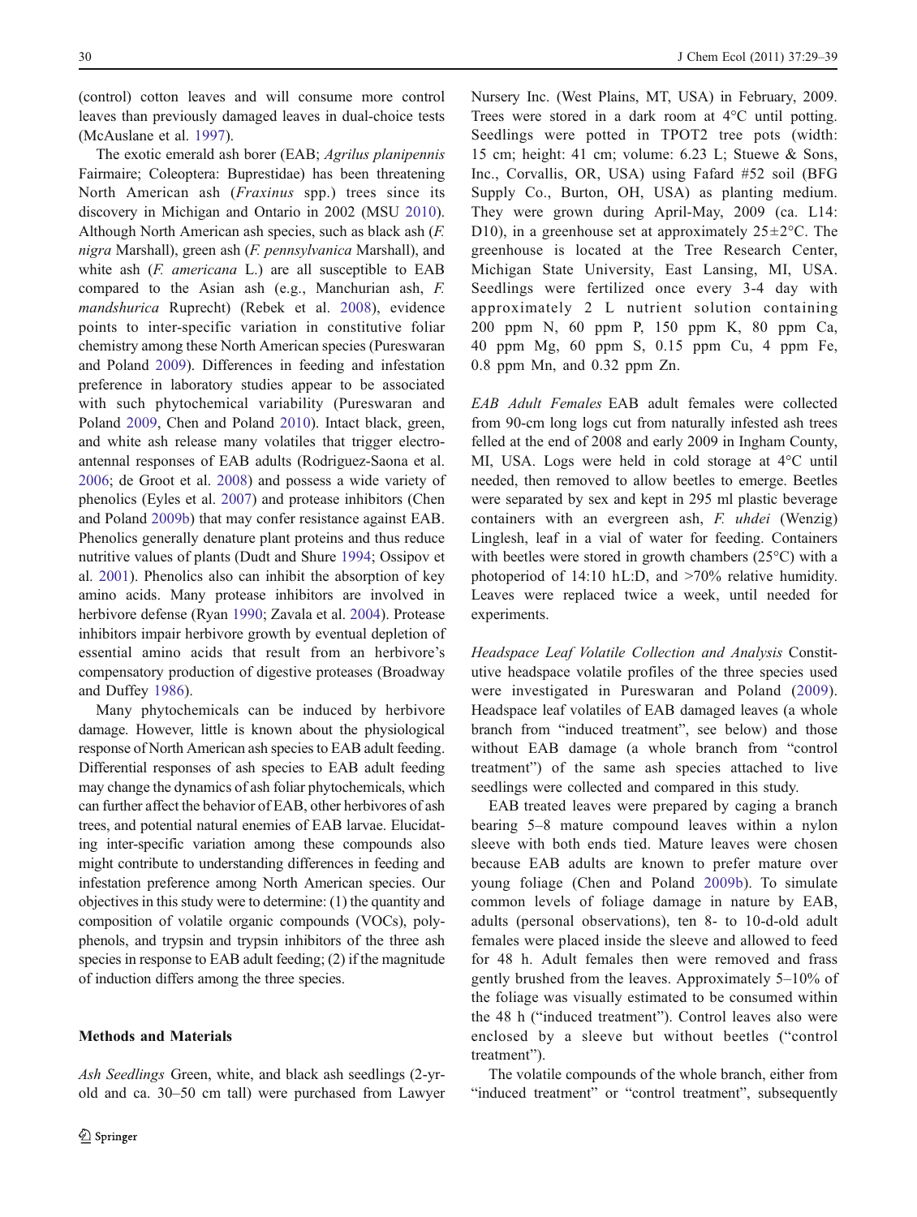(control) cotton leaves and will consume more control leaves than previously damaged leaves in dual-choice tests (McAuslane et al. 1997).

The exotic emerald ash borer (EAB; *Agrilus planipennis* Fairmaire; Coleoptera: Buprestidae) has been threatening North American ash (*Fraxinus* spp.) trees since its discovery in Michigan and Ontario in 2002 (MSU 2010). Although North American ash species, such as black ash (*F. nigra* Marshall), green ash (*F. pennsylvanica* Marshall), and white ash (*F. americana* L.) are all susceptible to EAB compared to the Asian ash (e.g., Manchurian ash, *F. mandshurica* Ruprecht) (Rebek et al. 2008), evidence points to inter-specific variation in constitutive foliar chemistry among these North American species (Pureswaran and Poland 2009). Differences in feeding and infestation preference in laboratory studies appear to be associated with such phytochemical variability (Pureswaran and Poland 2009, Chen and Poland 2010). Intact black, green, and white ash release many volatiles that trigger electroantennal responses of EAB adults (Rodriguez-Saona et al. 2006; de Groot et al. 2008) and possess a wide variety of phenolics (Eyles et al. 2007) and protease inhibitors (Chen and Poland 2009b) that may confer resistance against EAB. Phenolics generally denature plant proteins and thus reduce nutritive values of plants (Dudt and Shure 1994; Ossipov et al. 2001). Phenolics also can inhibit the absorption of key amino acids. Many protease inhibitors are involved in herbivore defense (Ryan 1990; Zavala et al. 2004). Protease inhibitors impair herbivore growth by eventual depletion of essential amino acids that result from an herbivore's compensatory production of digestive proteases (Broadway and Duffey 1986).

Many phytochemicals can be induced by herbivore damage. However, little is known about the physiological response of North American ash species to EAB adult feeding. Differential responses of ash species to EAB adult feeding may change the dynamics of ash foliar phytochemicals, which can further affect the behavior of EAB, other herbivores of ash trees, and potential natural enemies of EAB larvae. Elucidating inter-specific variation among these compounds also might contribute to understanding differences in feeding and infestation preference among North American species. Our objectives in this study were to determine: (1) the quantity and composition of volatile organic compounds (VOCs), polyphenols, and trypsin and trypsin inhibitors of the three ash species in response to EAB adult feeding; (2) if the magnitude of induction differs among the three species.

## Methods and Materials

*Ash Seedlings* Green, white, and black ash seedlings (2-yr-old and ca. 30–50 cm tall) were purchased from Lawyer Nursery Inc. (West Plains, MT, USA) in February, 2009. Trees were stored in a dark room at 4°C until potting. Seedlings were potted in TPOT2 tree pots (width: 15 cm; height: 41 cm; volume: 6.23 L; Stuewe & Sons, Inc., Corvallis, OR, USA) using Fafard #52 soil (BFG Supply Co., Burton, OH, USA) as planting medium. They were grown during April-May, 2009 (ca. L14: D10), in a greenhouse set at approximately 25±2°C. The greenhouse is located at the Tree Research Center, Michigan State University, East Lansing, MI, USA. Seedlings were fertilized once every 3-4 day with approximately 2 L nutrient solution containing 200 ppm N, 60 ppm P, 150 ppm K, 80 ppm Ca, 40 ppm Mg, 60 ppm S, 0.15 ppm Cu, 4 ppm Fe, 0.8 ppm Mn, and 0.32 ppm Zn.

*EAB Adult Females* EAB adult females were collected from 90-cm long logs cut from naturally infested ash trees felled at the end of 2008 and early 2009 in Ingham County, MI, USA. Logs were held in cold storage at 4°C until needed, then removed to allow beetles to emerge. Beetles were separated by sex and kept in 295 ml plastic beverage containers with an evergreen ash, *F. uhdei* (Wenzig) Linglesh, leaf in a vial of water for feeding. Containers with beetles were stored in growth chambers (25°C) with a photoperiod of 14:10 hL:D, and >70% relative humidity. Leaves were replaced twice a week, until needed for experiments.

*Headspace Leaf Volatile Collection and Analysis* Constitutive headspace volatile profiles of the three species used were investigated in Pureswaran and Poland (2009). Headspace leaf volatiles of EAB damaged leaves (a whole branch from "induced treatment", see below) and those without EAB damage (a whole branch from "control treatment") of the same ash species attached to live seedlings were collected and compared in this study.

EAB treated leaves were prepared by caging a branch bearing 5–8 mature compound leaves within a nylon sleeve with both ends tied. Mature leaves were chosen because EAB adults are known to prefer mature over young foliage (Chen and Poland 2009b). To simulate common levels of foliage damage in nature by EAB, adults (personal observations), ten 8- to 10-d-old adult females were placed inside the sleeve and allowed to feed for 48 h. Adult females then were removed and frass gently brushed from the leaves. Approximately 5–10% of the foliage was visually estimated to be consumed within the 48 h ("induced treatment"). Control leaves also were enclosed by a sleeve but without beetles ("control treatment").

The volatile compounds of the whole branch, either from "induced treatment" or "control treatment", subsequently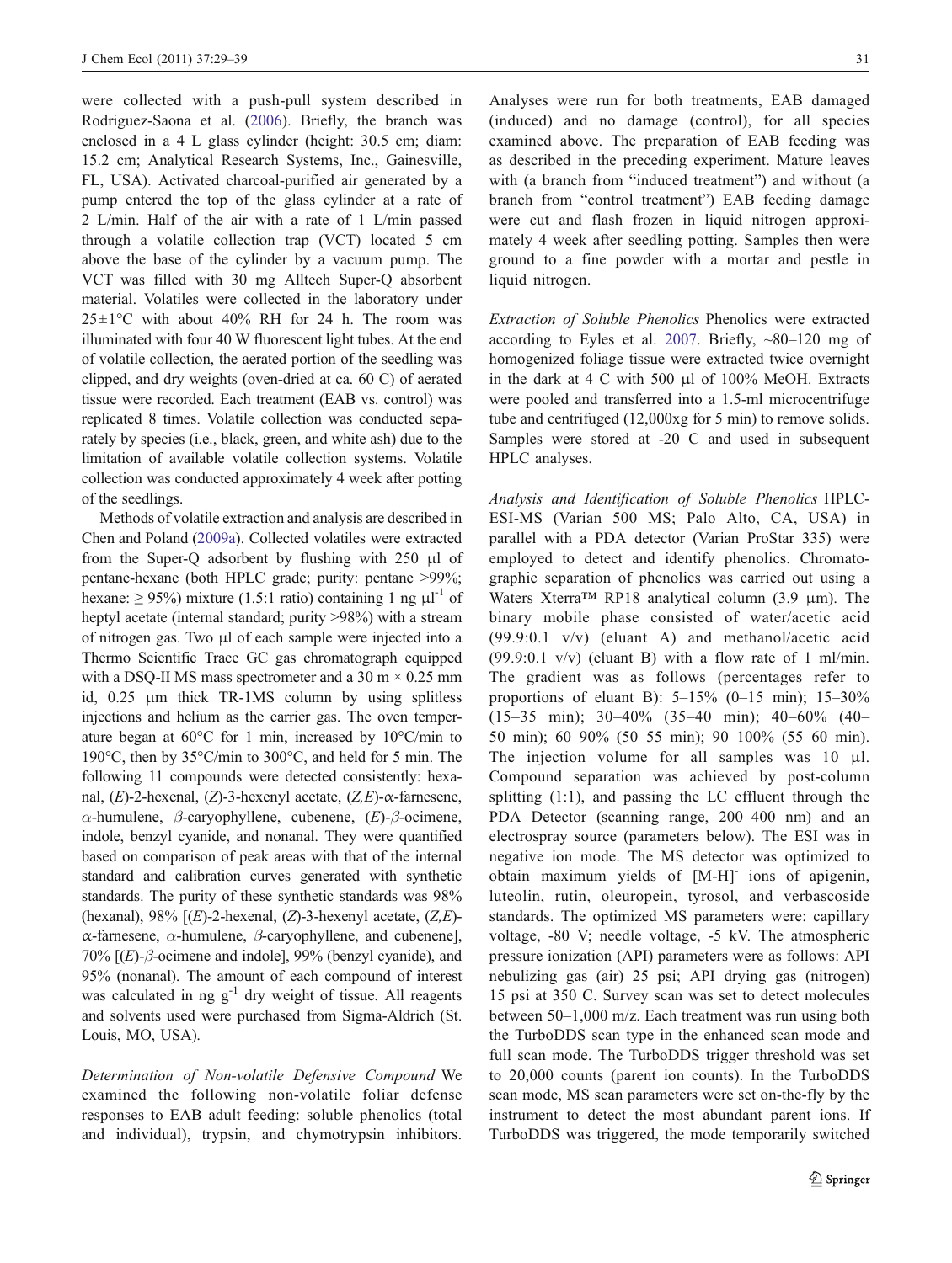were collected with a push-pull system described in Rodriguez-Saona et al. (2006). Briefly, the branch was enclosed in a 4 L glass cylinder (height: 30.5 cm; diam: 15.2 cm; Analytical Research Systems, Inc., Gainesville, FL, USA). Activated charcoal-purified air generated by a pump entered the top of the glass cylinder at a rate of 2 L/min. Half of the air with a rate of 1 L/min passed through a volatile collection trap (VCT) located 5 cm above the base of the cylinder by a vacuum pump. The VCT was filled with 30 mg Alltech Super-Q absorbent material. Volatiles were collected in the laboratory under 25±1°C with about 40% RH for 24 h. The room was illuminated with four 40 W fluorescent light tubes. At the end of volatile collection, the aerated portion of the seedling was clipped, and dry weights (oven-dried at ca. 60 C) of aerated tissue were recorded. Each treatment (EAB vs. control) was replicated 8 times. Volatile collection was conducted separately by species (i.e., black, green, and white ash) due to the limitation of available volatile collection systems. Volatile collection was conducted approximately 4 week after potting of the seedlings.

Methods of volatile extraction and analysis are described in Chen and Poland (2009a). Collected volatiles were extracted from the Super-Q adsorbent by flushing with 250 µl of pentane-hexane (both HPLC grade; purity: pentane >99%; hexane: ≥ 95%) mixture (1.5:1 ratio) containing 1 ng $\mu l^{-1}$ of heptyl acetate (internal standard; purity >98%) with a stream of nitrogen gas. Two µl of each sample were injected into a Thermo Scientific Trace GC gas chromatograph equipped with a DSQ-II MS mass spectrometer and a 30 m × 0.25 mm id, 0.25 µm thick TR-1MS column by using splitless injections and helium as the carrier gas. The oven temperature began at 60°C for 1 min, increased by 10°C/min to 190°C, then by 35°C/min to 300°C, and held for 5 min. The following 11 compounds were detected consistently: hexanal, (*E*)-2-hexenal, (*Z*)-3-hexenyl acetate, (*Z,E*)-α-farnesene, α-humulene, β-caryophyllene, cubenene, (*E*)-β-ocimene, indole, benzyl cyanide, and nonanal. They were quantified based on comparison of peak areas with that of the internal standard and calibration curves generated with synthetic standards. The purity of these synthetic standards was 98% (hexanal), 98% [(*E*)-2-hexenal, (*Z*)-3-hexenyl acetate, (*Z,E*)-α-farnesene, α-humulene, β-caryophyllene, and cubenene], 70% [(*E*)-β-ocimene and indole], 99% (benzyl cyanide), and 95% (nonanal). The amount of each compound of interest was calculated in ng $g^{-1}$ dry weight of tissue. All reagents and solvents used were purchased from Sigma-Aldrich (St. Louis, MO, USA).

*Determination of Non-volatile Defensive Compound* We examined the following non-volatile foliar defense responses to EAB adult feeding: soluble phenolics (total and individual), trypsin, and chymotrypsin inhibitors. Analyses were run for both treatments, EAB damaged (induced) and no damage (control), for all species examined above. The preparation of EAB feeding was as described in the preceding experiment. Mature leaves with (a branch from "induced treatment") and without (a branch from "control treatment") EAB feeding damage were cut and flash frozen in liquid nitrogen approximately 4 week after seedling potting. Samples then were ground to a fine powder with a mortar and pestle in liquid nitrogen.

*Extraction of Soluble Phenolics* Phenolics were extracted according to Eyles et al. 2007. Briefly, ~80–120 mg of homogenized foliage tissue were extracted twice overnight in the dark at 4 C with 500 µl of 100% MeOH. Extracts were pooled and transferred into a 1.5-ml microcentrifuge tube and centrifuged (12,000xg for 5 min) to remove solids. Samples were stored at -20 C and used in subsequent HPLC analyses.

*Analysis and Identification of Soluble Phenolics* HPLC-ESI-MS (Varian 500 MS; Palo Alto, CA, USA) in parallel with a PDA detector (Varian ProStar 335) were employed to detect and identify phenolics. Chromatographic separation of phenolics was carried out using a Waters Xterra™ RP18 analytical column (3.9 µm). The binary mobile phase consisted of water/acetic acid (99.9:0.1 v/v) (eluant A) and methanol/acetic acid (99.9:0.1 v/v) (eluant B) with a flow rate of 1 ml/min. The gradient was as follows (percentages refer to proportions of eluant B): 5–15% (0–15 min); 15–30% (15–35 min); 30–40% (35–40 min); 40–60% (40–50 min); 60–90% (50–55 min); 90–100% (55–60 min). The injection volume for all samples was 10 µl. Compound separation was achieved by post-column splitting (1:1), and passing the LC effluent through the PDA Detector (scanning range, 200–400 nm) and an electrospray source (parameters below). The ESI was in negative ion mode. The MS detector was optimized to obtain maximum yields of $[M\text{-}H]^-$ ions of apigenin, luteolin, rutin, oleuropein, tyrosol, and verbascoside standards. The optimized MS parameters were: capillary voltage, -80 V; needle voltage, -5 kV. The atmospheric pressure ionization (API) parameters were as follows: API nebulizing gas (air) 25 psi; API drying gas (nitrogen) 15 psi at 350 C. Survey scan was set to detect molecules between 50–1,000 m/z. Each treatment was run using both the TurboDDS scan type in the enhanced scan mode and full scan mode. The TurboDDS trigger threshold was set to 20,000 counts (parent ion counts). In the TurboDDS scan mode, MS scan parameters were set on-the-fly by the instrument to detect the most abundant parent ions. If TurboDDS was triggered, the mode temporarily switched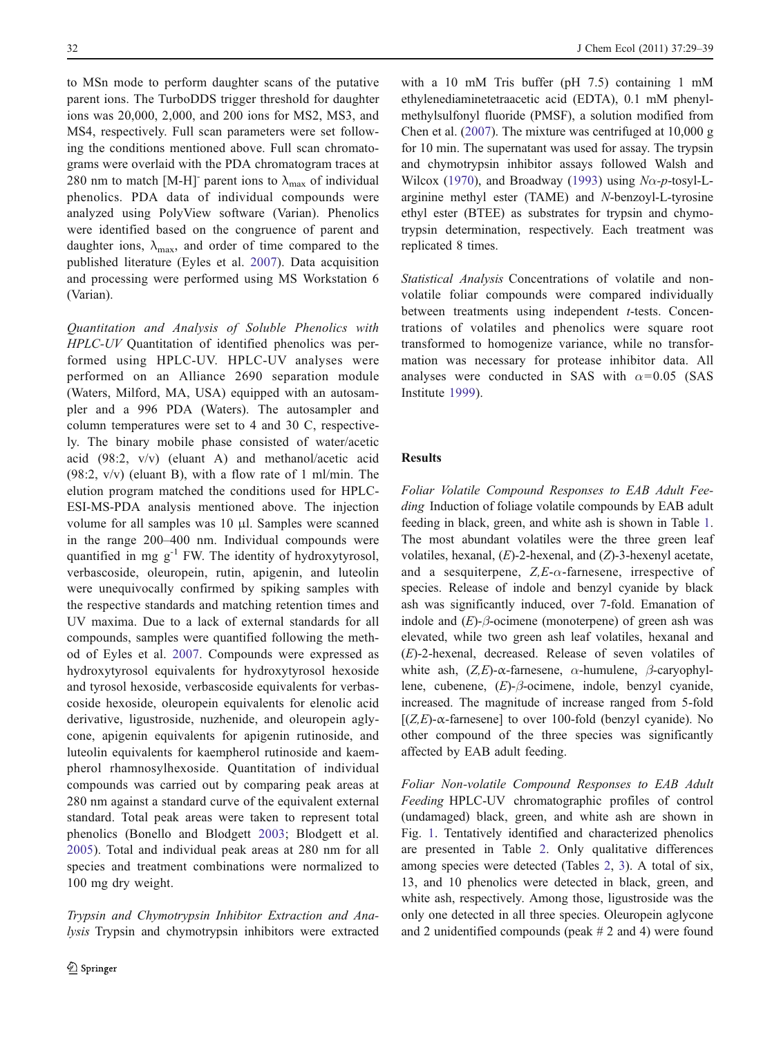to MSn mode to perform daughter scans of the putative parent ions. The TurboDDS trigger threshold for daughter ions was 20,000, 2,000, and 200 ions for MS2, MS3, and MS4, respectively. Full scan parameters were set following the conditions mentioned above. Full scan chromatograms were overlaid with the PDA chromatogram traces at 280 nm to match $[M\text{-}H]^-$ parent ions to $\lambda_{max}$ of individual phenolics. PDA data of individual compounds were analyzed using PolyView software (Varian). Phenolics were identified based on the congruence of parent and daughter ions, $\lambda_{max}$, and order of time compared to the published literature (Eyles et al. 2007). Data acquisition and processing were performed using MS Workstation 6 (Varian).

*Quantitation and Analysis of Soluble Phenolics with HPLC-UV* Quantitation of identified phenolics was performed using HPLC-UV. HPLC-UV analyses were performed on an Alliance 2690 separation module (Waters, Milford, MA, USA) equipped with an autosampler and a 996 PDA (Waters). The autosampler and column temperatures were set to 4 and 30 C, respectively. The binary mobile phase consisted of water/acetic acid (98:2, v/v) (eluant A) and methanol/acetic acid (98:2, v/v) (eluant B), with a flow rate of 1 ml/min. The elution program matched the conditions used for HPLC-ESI-MS-PDA analysis mentioned above. The injection volume for all samples was 10 µl. Samples were scanned in the range 200–400 nm. Individual compounds were quantified in mg $g^{-1}$ FW. The identity of hydroxytyrosol, verbascoside, oleuropein, rutin, apigenin, and luteolin were unequivocally confirmed by spiking samples with the respective standards and matching retention times and UV maxima. Due to a lack of external standards for all compounds, samples were quantified following the method of Eyles et al. 2007. Compounds were expressed as hydroxytyrosol equivalents for hydroxytyrosol hexoside and tyrosol hexoside, verbascoside equivalents for verbascoside hexoside, oleuropein equivalents for elenolic acid derivative, ligustroside, nuzhenide, and oleuropein aglycone, apigenin equivalents for apigenin rutinoside, and luteolin equivalents for kaempherol rutinoside and kaempherol rhamnosylhexoside. Quantitation of individual compounds was carried out by comparing peak areas at 280 nm against a standard curve of the equivalent external standard. Total peak areas were taken to represent total phenolics (Bonello and Blodgett 2003; Blodgett et al. 2005). Total and individual peak areas at 280 nm for all species and treatment combinations were normalized to 100 mg dry weight.

*Trypsin and Chymotrypsin Inhibitor Extraction and Analysis* Trypsin and chymotrypsin inhibitors were extracted with a 10 mM Tris buffer (pH 7.5) containing 1 mM ethylenediaminetetraacetic acid (EDTA), 0.1 mM phenylmethylsulfonyl fluoride (PMSF), a solution modified from Chen et al. (2007). The mixture was centrifuged at 10,000 g for 10 min. The supernatant was used for assay. The trypsin and chymotrypsin inhibitor assays followed Walsh and Wilcox (1970), and Broadway (1993) using *N*α-*p*-tosyl-L-arginine methyl ester (TAME) and *N*-benzoyl-L-tyrosine ethyl ester (BTEE) as substrates for trypsin and chymotrypsin determination, respectively. Each treatment was replicated 8 times.

*Statistical Analysis* Concentrations of volatile and non-volatile foliar compounds were compared individually between treatments using independent *t*-tests. Concentrations of volatiles and phenolics were square root transformed to homogenize variance, while no transformation was necessary for protease inhibitor data. All analyses were conducted in SAS with $\alpha=0.05$ (SAS Institute 1999).

## Results

*Foliar Volatile Compound Responses to EAB Adult Feeding* Induction of foliage volatile compounds by EAB adult feeding in black, green, and white ash is shown in Table 1. The most abundant volatiles were the three green leaf volatiles, hexanal, (*E*)-2-hexenal, and (*Z*)-3-hexenyl acetate, and a sesquiterpene, *Z,E*-α-farnesene, irrespective of species. Release of indole and benzyl cyanide by black ash was significantly induced, over 7-fold. Emanation of indole and (*E*)-β-ocimene (monoterpene) of green ash was elevated, while two green ash leaf volatiles, hexanal and (*E*)-2-hexenal, decreased. Release of seven volatiles of white ash, (*Z,E*)-α-farnesene, α-humulene, β-caryophyllene, cubenene, (*E*)-β-ocimene, indole, benzyl cyanide, increased. The magnitude of increase ranged from 5-fold [(*Z,E*)-α-farnesene] to over 100-fold (benzyl cyanide). No other compound of the three species was significantly affected by EAB adult feeding.

*Foliar Non-volatile Compound Responses to EAB Adult Feeding* HPLC-UV chromatographic profiles of control (undamaged) black, green, and white ash are shown in Fig. 1. Tentatively identified and characterized phenolics are presented in Table 2. Only qualitative differences among species were detected (Tables 2, 3). A total of six, 13, and 10 phenolics were detected in black, green, and white ash, respectively. Among those, ligustroside was the only one detected in all three species. Oleuropein aglycone and 2 unidentified compounds (peak # 2 and 4) were found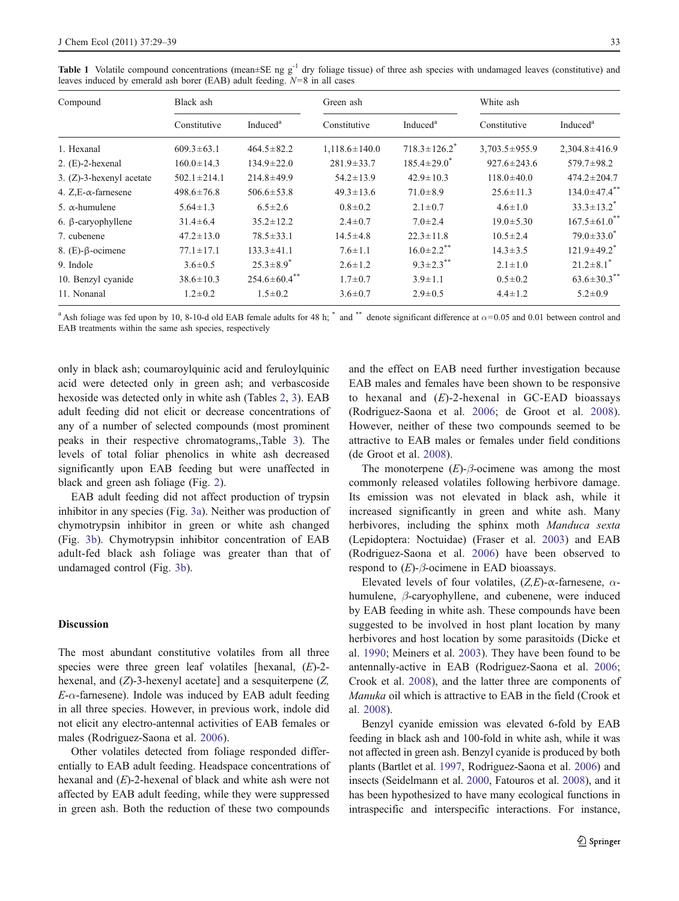**Table 1** Volatile compound concentrations (mean±SE ng g$^{-1}$ dry foliage tissue) of three ash species with undamaged leaves (constitutive) and leaves induced by emerald ash borer (EAB) adult feeding. $N$=8 in all cases

| Compound | Black ash | | Green ash | | White ash | |
|---|---|---|---|---|---|---|
| | Constitutive | Induced[a] | Constitutive | Induced[a] | Constitutive | Induced[a] |
| 1. Hexanal | 609.3±63.1 | 464.5±82.2 | 1,118.6±140.0 | 718.3±126.2[*] | 3,703.5±955.9 | 2,304.8±416.9 |
| 2. (E)-2-hexenal | 160.0±14.3 | 134.9±22.0 | 281.9±33.7 | 185.4±29.0[*] | 927.6±243.6 | 579.7±98.2 |
| 3. (Z)-3-hexenyl acetate | 502.1±214.1 | 214.8±49.9 | 54.2±13.9 | 42.9±10.3 | 118.0±40.0 | 474.2±204.7 |
| 4. Z,E-α-farnesene | 498.6±76.8 | 506.6±53.8 | 49.3±13.6 | 71.0±8.9 | 25.6±11.3 | 134.0±47.4[**] |
| 5. α-humulene | 5.64±1.3 | 6.5±2.6 | 0.8±0.2 | 2.1±0.7 | 4.6±1.0 | 33.3±13.2[*] |
| 6. β-caryophyllene | 31.4±6.4 | 35.2±12.2 | 2.4±0.7 | 7.0±2.4 | 19.0±5.30 | 167.5±61.0[**] |
| 7. cubenene | 47.2±13.0 | 78.5±33.1 | 14.5±4.8 | 22.3±11.8 | 10.5±2.4 | 79.0±33.0[*] |
| 8. (E)-β-ocimene | 77.1±17.1 | 133.3±41.1 | 7.6±1.1 | 16.0±2.2[**] | 14.3±3.5 | 121.9±49.2[*] |
| 9. Indole | 3.6±0.5 | 25.3±8.9[*] | 2.6±1.2 | 9.3±2.3[**] | 2.1±1.0 | 21.2±8.1[*] |
| 10. Benzyl cyanide | 38.6±10.3 | 254.6±60.4[**] | 1.7±0.7 | 3.9±1.1 | 0.5±0.2 | 63.6±30.3[**] |
| 11. Nonanal | 1.2±0.2 | 1.5±0.2 | 3.6±0.7 | 2.9±0.5 | 4.4±1.2 | 5.2±0.9 |

[a] Ash foliage was fed upon by 10, 8-10-d old EAB female adults for 48 h; [*] and [**] denote significant difference at $\alpha$=0.05 and 0.01 between control and EAB treatments within the same ash species, respectively

only in black ash; coumaroylquinic acid and feruloylquinic acid were detected only in green ash; and verbascoside hexoside was detected only in white ash (Tables 2, 3). EAB adult feeding did not elicit or decrease concentrations of any of a number of selected compounds (most prominent peaks in their respective chromatograms,,Table 3). The levels of total foliar phenolics in white ash decreased significantly upon EAB feeding but were unaffected in black and green ash foliage (Fig. 2).

EAB adult feeding did not affect production of trypsin inhibitor in any species (Fig. 3a). Neither was production of chymotrypsin inhibitor in green or white ash changed (Fig. 3b). Chymotrypsin inhibitor concentration of EAB adult-fed black ash foliage was greater than that of undamaged control (Fig. 3b).

## Discussion

The most abundant constitutive volatiles from all three species were three green leaf volatiles [hexanal, (*E*)-2-hexenal, and (*Z*)-3-hexenyl acetate] and a sesquiterpene (*Z,E*-α-farnesene). Indole was induced by EAB adult feeding in all three species. However, in previous work, indole did not elicit any electro-antennal activities of EAB females or males (Rodriguez-Saona et al. 2006).

Other volatiles detected from foliage responded differentially to EAB adult feeding. Headspace concentrations of hexanal and (*E*)-2-hexenal of black and white ash were not affected by EAB adult feeding, while they were suppressed in green ash. Both the reduction of these two compounds and the effect on EAB need further investigation because EAB males and females have been shown to be responsive to hexanal and (*E*)-2-hexenal in GC-EAD bioassays (Rodriguez-Saona et al. 2006; de Groot et al. 2008). However, neither of these two compounds seemed to be attractive to EAB males or females under field conditions (de Groot et al. 2008).

The monoterpene (*E*)-*β*-ocimene was among the most commonly released volatiles following herbivore damage. Its emission was not elevated in black ash, while it increased significantly in green and white ash. Many herbivores, including the sphinx moth *Manduca sexta* (Lepidoptera: Noctuidae) (Fraser et al. 2003) and EAB (Rodriguez-Saona et al. 2006) have been observed to respond to (*E*)-*β*-ocimene in EAD bioassays.

Elevated levels of four volatiles, (*Z,E*)-α-farnesene, α-humulene, *β*-caryophyllene, and cubenene, were induced by EAB feeding in white ash. These compounds have been suggested to be involved in host plant location by many herbivores and host location by some parasitoids (Dicke et al. 1990; Meiners et al. 2003). They have been found to be antennally-active in EAB (Rodriguez-Saona et al. 2006; Crook et al. 2008), and the latter three are components of *Manuka* oil which is attractive to EAB in the field (Crook et al. 2008).

Benzyl cyanide emission was elevated 6-fold by EAB feeding in black ash and 100-fold in white ash, while it was not affected in green ash. Benzyl cyanide is produced by both plants (Bartlet et al. 1997, Rodriguez-Saona et al. 2006) and insects (Seidelmann et al. 2000, Fatouros et al. 2008), and it has been hypothesized to have many ecological functions in intraspecific and interspecific interactions. For instance,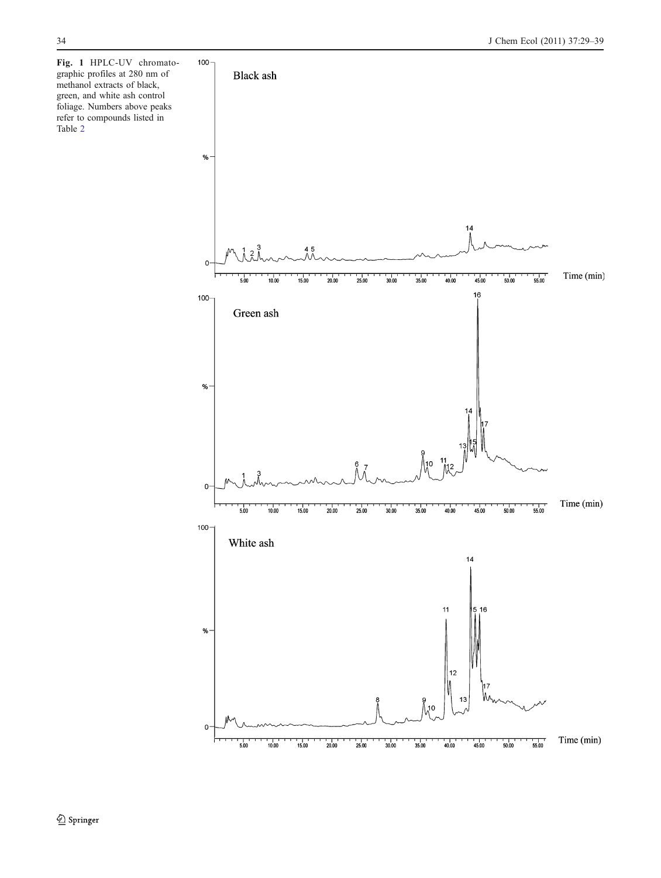**Fig. 1** HPLC-UV chromatographic profiles at 280 nm of methanol extracts of black, green, and white ash control foliage. Numbers above peaks refer to compounds listed in Table 2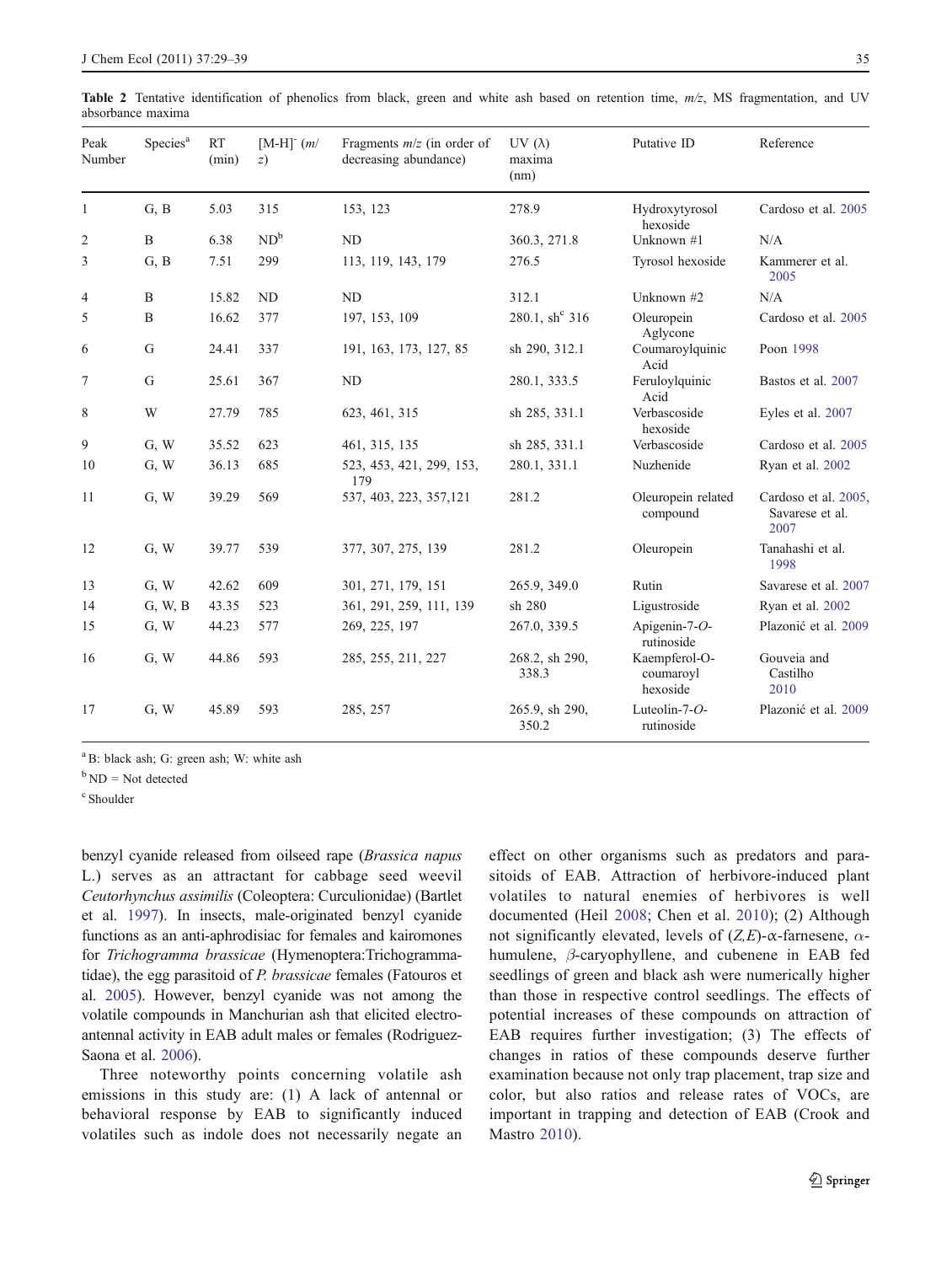**Table 2** Tentative identification of phenolics from black, green and white ash based on retention time, *m/z*, MS fragmentation, and UV absorbance maxima

| Peak Number | Species[a] | RT (min) | $[M-H]^-$ (*m/z*) | Fragments *m/z* (in order of decreasing abundance) | UV (λ) maxima (nm) | Putative ID | Reference |
|---|---|---|---|---|---|---|---|
| 1 | G, B | 5.03 | 315 | 153, 123 | 278.9 | Hydroxytyrosol hexoside | Cardoso et al. 2005 |
| 2 | B | 6.38 | ND[b] | ND | 360.3, 271.8 | Unknown #1 | N/A |
| 3 | G, B | 7.51 | 299 | 113, 119, 143, 179 | 276.5 | Tyrosol hexoside | Kammerer et al. 2005 |
| 4 | B | 15.82 | ND | ND | 312.1 | Unknown #2 | N/A |
| 5 | B | 16.62 | 377 | 197, 153, 109 | 280.1, sh[c] 316 | Oleuropein Aglycone | Cardoso et al. 2005 |
| 6 | G | 24.41 | 337 | 191, 163, 173, 127, 85 | sh 290, 312.1 | Coumaroylquinic Acid | Poon 1998 |
| 7 | G | 25.61 | 367 | ND | 280.1, 333.5 | Feruloylquinic Acid | Bastos et al. 2007 |
| 8 | W | 27.79 | 785 | 623, 461, 315 | sh 285, 331.1 | Verbascoside hexoside | Eyles et al. 2007 |
| 9 | G, W | 35.52 | 623 | 461, 315, 135 | sh 285, 331.1 | Verbascoside | Cardoso et al. 2005 |
| 10 | G, W | 36.13 | 685 | 523, 453, 421, 299, 153, 179 | 280.1, 331.1 | Nuzhenide | Ryan et al. 2002 |
| 11 | G, W | 39.29 | 569 | 537, 403, 223, 357,121 | 281.2 | Oleuropein related compound | Cardoso et al. 2005, Savarese et al. 2007 |
| 12 | G, W | 39.77 | 539 | 377, 307, 275, 139 | 281.2 | Oleuropein | Tanahashi et al. 1998 |
| 13 | G, W | 42.62 | 609 | 301, 271, 179, 151 | 265.9, 349.0 | Rutin | Savarese et al. 2007 |
| 14 | G, W, B | 43.35 | 523 | 361, 291, 259, 111, 139 | sh 280 | Ligustroside | Ryan et al. 2002 |
| 15 | G, W | 44.23 | 577 | 269, 225, 197 | 267.0, 339.5 | Apigenin-7-*O*-rutinoside | Plazonić et al. 2009 |
| 16 | G, W | 44.86 | 593 | 285, 255, 211, 227 | 268.2, sh 290, 338.3 | Kaempferol-O-coumaroyl hexoside | Gouveia and Castilho 2010 |
| 17 | G, W | 45.89 | 593 | 285, 257 | 265.9, sh 290, 350.2 | Luteolin-7-*O*-rutinoside | Plazonić et al. 2009 |

[a] B: black ash; G: green ash; W: white ash

[b] ND = Not detected

[c] Shoulder

benzyl cyanide released from oilseed rape (*Brassica napus* L.) serves as an attractant for cabbage seed weevil *Ceutorhynchus assimilis* (Coleoptera: Curculionidae) (Bartlet et al. 1997). In insects, male-originated benzyl cyanide functions as an anti-aphrodisiac for females and kairomones for *Trichogramma brassicae* (Hymenoptera:Trichogrammatidae), the egg parasitoid of *P. brassicae* females (Fatouros et al. 2005). However, benzyl cyanide was not among the volatile compounds in Manchurian ash that elicited electroantennal activity in EAB adult males or females (Rodriguez-Saona et al. 2006).

Three noteworthy points concerning volatile ash emissions in this study are: (1) A lack of antennal or behavioral response by EAB to significantly induced volatiles such as indole does not necessarily negate an effect on other organisms such as predators and parasitoids of EAB. Attraction of herbivore-induced plant volatiles to natural enemies of herbivores is well documented (Heil 2008; Chen et al. 2010); (2) Although not significantly elevated, levels of (*Z,E*)-α-farnesene, α-humulene, *β*-caryophyllene, and cubenene in EAB fed seedlings of green and black ash were numerically higher than those in respective control seedlings. The effects of potential increases of these compounds on attraction of EAB requires further investigation; (3) The effects of changes in ratios of these compounds deserve further examination because not only trap placement, trap size and color, but also ratios and release rates of VOCs, are important in trapping and detection of EAB (Crook and Mastro 2010).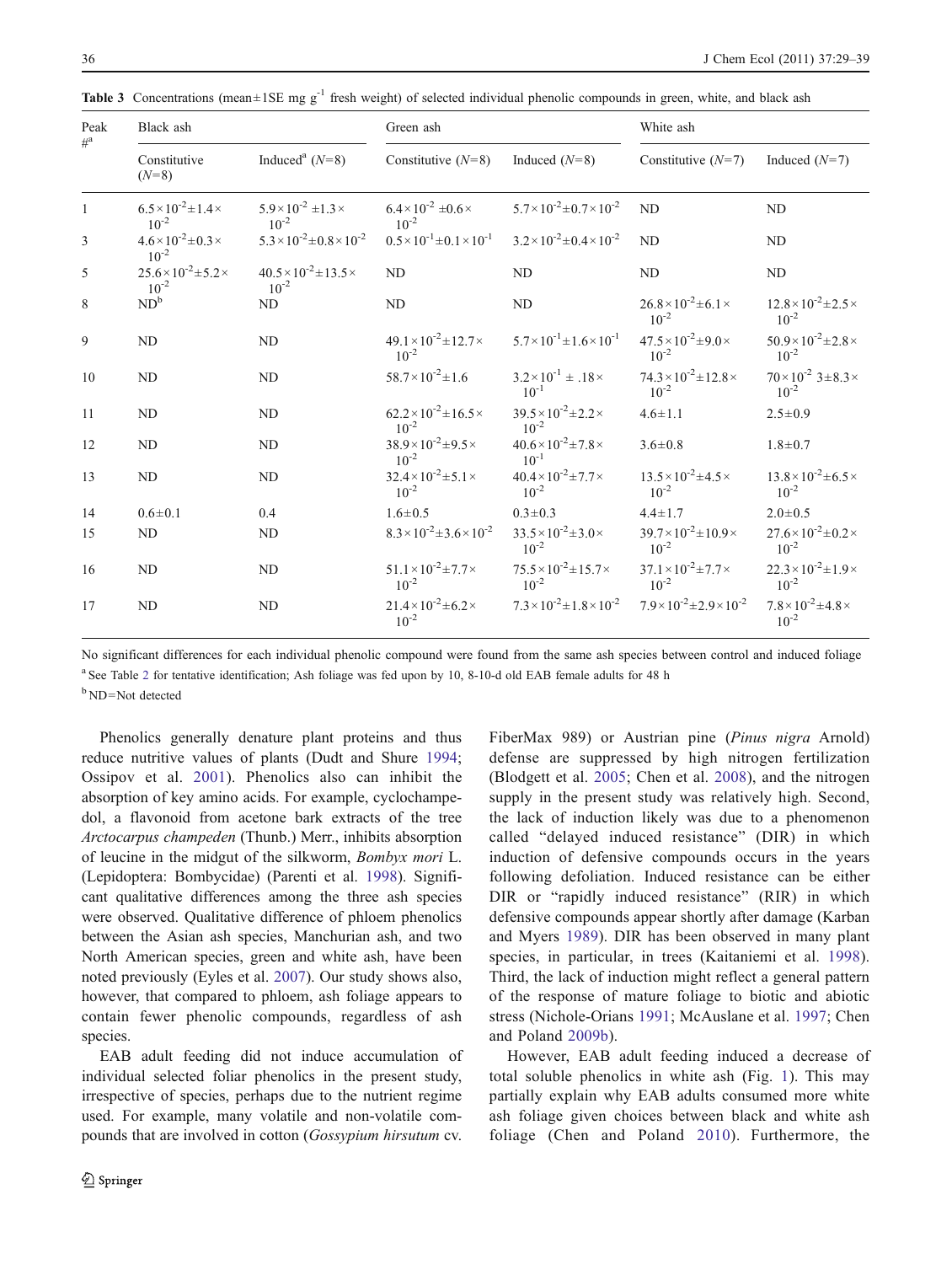**Table 3** Concentrations (mean±1SE mg $g^{-1}$ fresh weight) of selected individual phenolic compounds in green, white, and black ash

| Peak #[a] | Black ash | | Green ash | | White ash | |
|---|---|---|---|---|---|---|
| | Constitutive ($N$=8) | Induced[a] ($N$=8) | Constitutive ($N$=8) | Induced ($N$=8) | Constitutive ($N$=7) | Induced ($N$=7) |
| 1 | $6.5\times10^{-2}\pm1.4\times10^{-2}$ | $5.9\times10^{-2}\pm1.3\times10^{-2}$ | $6.4\times10^{-2}\pm0.6\times10^{-2}$ | $5.7\times10^{-2}\pm0.7\times10^{-2}$ | ND | ND |
| 3 | $4.6\times10^{-2}\pm0.3\times10^{-2}$ | $5.3\times10^{-2}\pm0.8\times10^{-2}$ | $0.5\times10^{-1}\pm0.1\times10^{-1}$ | $3.2\times10^{-2}\pm0.4\times10^{-2}$ | ND | ND |
| 5 | $25.6\times10^{-2}\pm5.2\times10^{-2}$ | $40.5\times10^{-2}\pm13.5\times10^{-2}$ | ND | ND | ND | ND |
| 8 | ND[b] | ND | ND | ND | $26.8\times10^{-2}\pm6.1\times10^{-2}$ | $12.8\times10^{-2}\pm2.5\times10^{-2}$ |
| 9 | ND | ND | $49.1\times10^{-2}\pm12.7\times10^{-2}$ | $5.7\times10^{-1}\pm1.6\times10^{-1}$ | $47.5\times10^{-2}\pm9.0\times10^{-2}$ | $50.9\times10^{-2}\pm2.8\times10^{-2}$ |
| 10 | ND | ND | $58.7\times10^{-2}\pm1.6$ | $3.2\times10^{-1}\pm.18\times10^{-1}$ | $74.3\times10^{-2}\pm12.8\times10^{-2}$ | $70\times10^{-2}$ $3\pm8.3\times10^{-2}$ |
| 11 | ND | ND | $62.2\times10^{-2}\pm16.5\times10^{-2}$ | $39.5\times10^{-2}\pm2.2\times10^{-2}$ | 4.6±1.1 | 2.5±0.9 |
| 12 | ND | ND | $38.9\times10^{-2}\pm9.5\times10^{-2}$ | $40.6\times10^{-2}\pm7.8\times10^{-1}$ | 3.6±0.8 | 1.8±0.7 |
| 13 | ND | ND | $32.4\times10^{-2}\pm5.1\times10^{-2}$ | $40.4\times10^{-2}\pm7.7\times10^{-2}$ | $13.5\times10^{-2}\pm4.5\times10^{-2}$ | $13.8\times10^{-2}\pm6.5\times10^{-2}$ |
| 14 | 0.6±0.1 | 0.4 | 1.6±0.5 | 0.3±0.3 | 4.4±1.7 | 2.0±0.5 |
| 15 | ND | ND | $8.3\times10^{-2}\pm3.6\times10^{-2}$ | $33.5\times10^{-2}\pm3.0\times10^{-2}$ | $39.7\times10^{-2}\pm10.9\times10^{-2}$ | $27.6\times10^{-2}\pm0.2\times10^{-2}$ |
| 16 | ND | ND | $51.1\times10^{-2}\pm7.7\times10^{-2}$ | $75.5\times10^{-2}\pm15.7\times10^{-2}$ | $37.1\times10^{-2}\pm7.7\times10^{-2}$ | $22.3\times10^{-2}\pm1.9\times10^{-2}$ |
| 17 | ND | ND | $21.4\times10^{-2}\pm6.2\times10^{-2}$ | $7.3\times10^{-2}\pm1.8\times10^{-2}$ | $7.9\times10^{-2}\pm2.9\times10^{-2}$ | $7.8\times10^{-2}\pm4.8\times10^{-2}$ |

No significant differences for each individual phenolic compound were found from the same ash species between control and induced foliage

[a] See Table 2 for tentative identification; Ash foliage was fed upon by 10, 8-10-d old EAB female adults for 48 h

[b] ND=Not detected

Phenolics generally denature plant proteins and thus reduce nutritive values of plants (Dudt and Shure 1994; Ossipov et al. 2001). Phenolics also can inhibit the absorption of key amino acids. For example, cyclochampedol, a flavonoid from acetone bark extracts of the tree *Arctocarpus champeden* (Thunb.) Merr., inhibits absorption of leucine in the midgut of the silkworm, *Bombyx mori* L. (Lepidoptera: Bombycidae) (Parenti et al. 1998). Significant qualitative differences among the three ash species were observed. Qualitative difference of phloem phenolics between the Asian ash species, Manchurian ash, and two North American species, green and white ash, have been noted previously (Eyles et al. 2007). Our study shows also, however, that compared to phloem, ash foliage appears to contain fewer phenolic compounds, regardless of ash species.

EAB adult feeding did not induce accumulation of individual selected foliar phenolics in the present study, irrespective of species, perhaps due to the nutrient regime used. For example, many volatile and non-volatile compounds that are involved in cotton (*Gossypium hirsutum* cv. FiberMax 989) or Austrian pine (*Pinus nigra* Arnold) defense are suppressed by high nitrogen fertilization (Blodgett et al. 2005; Chen et al. 2008), and the nitrogen supply in the present study was relatively high. Second, the lack of induction likely was due to a phenomenon called "delayed induced resistance" (DIR) in which induction of defensive compounds occurs in the years following defoliation. Induced resistance can be either DIR or "rapidly induced resistance" (RIR) in which defensive compounds appear shortly after damage (Karban and Myers 1989). DIR has been observed in many plant species, in particular, in trees (Kaitaniemi et al. 1998). Third, the lack of induction might reflect a general pattern of the response of mature foliage to biotic and abiotic stress (Nichole-Orians 1991; McAuslane et al. 1997; Chen and Poland 2009b).

However, EAB adult feeding induced a decrease of total soluble phenolics in white ash (Fig. 1). This may partially explain why EAB adults consumed more white ash foliage given choices between black and white ash foliage (Chen and Poland 2010). Furthermore, the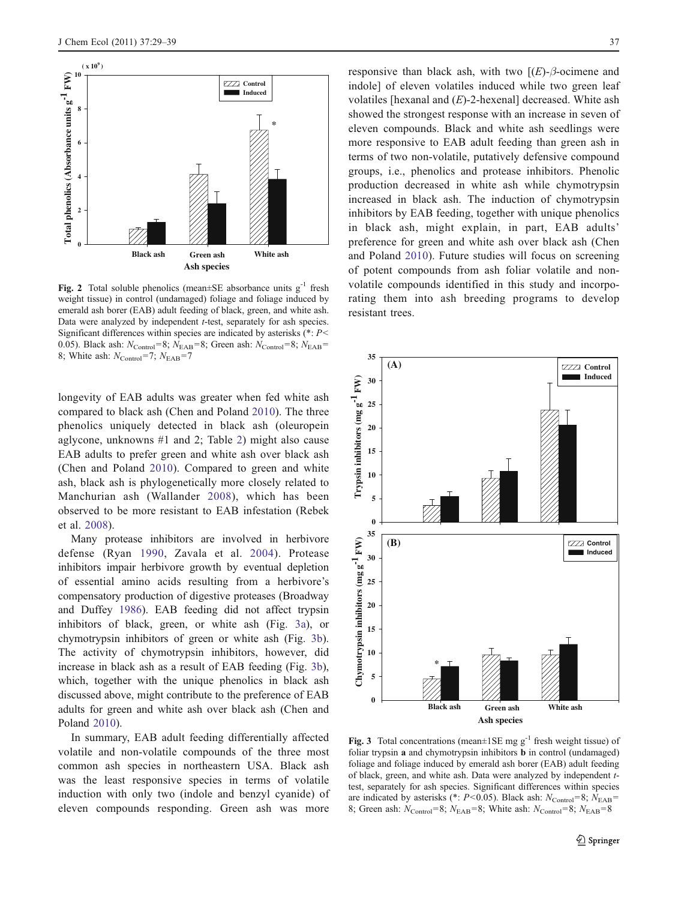Fig. 2 Total soluble phenolics (mean±SE absorbance units $g^{-1}$ fresh weight tissue) in control (undamaged) foliage and foliage induced by emerald ash borer (EAB) adult feeding of black, green, and white ash. Data were analyzed by independent *t*-test, separately for ash species. Significant differences within species are indicated by asterisks (*: $P<0.05$). Black ash: $N_{Control}=8$; $N_{EAB}=8$; Green ash: $N_{Control}=8$; $N_{EAB}=8$; White ash: $N_{Control}=7$; $N_{EAB}=7$

longevity of EAB adults was greater when fed white ash compared to black ash (Chen and Poland 2010). The three phenolics uniquely detected in black ash (oleuropein aglycone, unknowns #1 and 2; Table 2) might also cause EAB adults to prefer green and white ash over black ash (Chen and Poland 2010). Compared to green and white ash, black ash is phylogenetically more closely related to Manchurian ash (Wallander 2008), which has been observed to be more resistant to EAB infestation (Rebek et al. 2008).

Many protease inhibitors are involved in herbivore defense (Ryan 1990, Zavala et al. 2004). Protease inhibitors impair herbivore growth by eventual depletion of essential amino acids resulting from a herbivore's compensatory production of digestive proteases (Broadway and Duffey 1986). EAB feeding did not affect trypsin inhibitors of black, green, or white ash (Fig. 3a), or chymotrypsin inhibitors of green or white ash (Fig. 3b). The activity of chymotrypsin inhibitors, however, did increase in black ash as a result of EAB feeding (Fig. 3b), which, together with the unique phenolics in black ash discussed above, might contribute to the preference of EAB adults for green and white ash over black ash (Chen and Poland 2010).

In summary, EAB adult feeding differentially affected volatile and non-volatile compounds of the three most common ash species in northeastern USA. Black ash was the least responsive species in terms of volatile induction with only two (indole and benzyl cyanide) of eleven compounds responding. Green ash was more responsive than black ash, with two [(*E*)-*β*-ocimene and indole] of eleven volatiles induced while two green leaf volatiles [hexanal and (*E*)-2-hexenal] decreased. White ash showed the strongest response with an increase in seven of eleven compounds. Black and white ash seedlings were more responsive to EAB adult feeding than green ash in terms of two non-volatile, putatively defensive compound groups, i.e., phenolics and protease inhibitors. Phenolic production decreased in white ash while chymotrypsin increased in black ash. The induction of chymotrypsin inhibitors by EAB feeding, together with unique phenolics in black ash, might explain, in part, EAB adults' preference for green and white ash over black ash (Chen and Poland 2010). Future studies will focus on screening of potent compounds from ash foliar volatile and non-volatile compounds identified in this study and incorporating them into ash breeding programs to develop resistant trees.

Fig. 3 Total concentrations (mean±1SE mg $g^{-1}$ fresh weight tissue) of foliar trypsin **a** and chymotrypsin inhibitors **b** in control (undamaged) foliage and foliage induced by emerald ash borer (EAB) adult feeding of black, green, and white ash. Data were analyzed by independent *t*-test, separately for ash species. Significant differences within species are indicated by asterisks (*: $P<0.05$). Black ash: $N_{Control}=8$; $N_{EAB}=8$; Green ash: $N_{Control}=8$; $N_{EAB}=8$; White ash: $N_{Control}=8$; $N_{EAB}=8$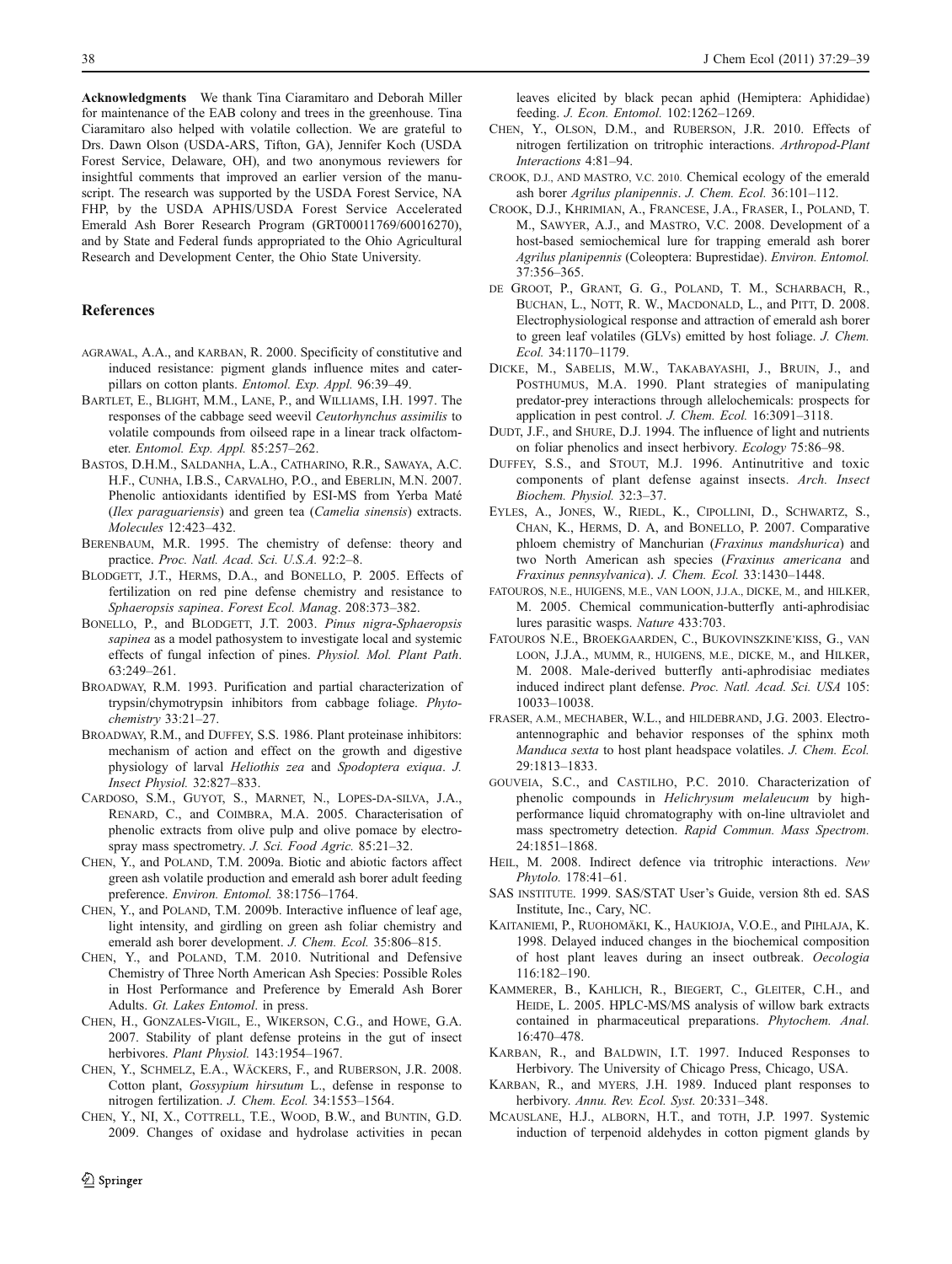**Acknowledgments** We thank Tina Ciaramitaro and Deborah Miller for maintenance of the EAB colony and trees in the greenhouse. Tina Ciaramitaro also helped with volatile collection. We are grateful to Drs. Dawn Olson (USDA-ARS, Tifton, GA), Jennifer Koch (USDA Forest Service, Delaware, OH), and two anonymous reviewers for insightful comments that improved an earlier version of the manuscript. The research was supported by the USDA Forest Service, NA FHP, by the USDA APHIS/USDA Forest Service Accelerated Emerald Ash Borer Research Program (GRT00011769/60016270), and by State and Federal funds appropriated to the Ohio Agricultural Research and Development Center, the Ohio State University.

## References

AGRAWAL, A.A., and KARBAN, R. 2000. Specificity of constitutive and induced resistance: pigment glands influence mites and caterpillars on cotton plants. *Entomol. Exp. Appl.* 96:39–49.

BARTLET, E., BLIGHT, M.M., LANE, P., and WILLIAMS, I.H. 1997. The responses of the cabbage seed weevil *Ceutorhynchus assimilis* to volatile compounds from oilseed rape in a linear track olfactometer. *Entomol. Exp. Appl.* 85:257–262.

BASTOS, D.H.M., SALDANHA, L.A., CATHARINO, R.R., SAWAYA, A.C. H.F., CUNHA, I.B.S., CARVALHO, P.O., and EBERLIN, M.N. 2007. Phenolic antioxidants identified by ESI-MS from Yerba Maté (*Ilex paraguariensis*) and green tea (*Camelia sinensis*) extracts. *Molecules* 12:423–432.

BERENBAUM, M.R. 1995. The chemistry of defense: theory and practice. *Proc. Natl. Acad. Sci. U.S.A.* 92:2–8.

BLODGETT, J.T., HERMS, D.A., and BONELLO, P. 2005. Effects of fertilization on red pine defense chemistry and resistance to *Sphaeropsis sapinea*. *Forest Ecol. Manag*. 208:373–382.

BONELLO, P., and BLODGETT, J.T. 2003. *Pinus nigra-Sphaeropsis sapinea* as a model pathosystem to investigate local and systemic effects of fungal infection of pines. *Physiol. Mol. Plant Path*. 63:249–261.

BROADWAY, R.M. 1993. Purification and partial characterization of trypsin/chymotrypsin inhibitors from cabbage foliage. *Phytochemistry* 33:21–27.

BROADWAY, R.M., and DUFFEY, S.S. 1986. Plant proteinase inhibitors: mechanism of action and effect on the growth and digestive physiology of larval *Heliothis zea* and *Spodoptera exiqua*. *J. Insect Physiol.* 32:827–833.

CARDOSO, S.M., GUYOT, S., MARNET, N., LOPES-DA-SILVA, J.A., RENARD, C., and COIMBRA, M.A. 2005. Characterisation of phenolic extracts from olive pulp and olive pomace by electrospray mass spectrometry. *J. Sci. Food Agric.* 85:21–32.

CHEN, Y., and POLAND, T.M. 2009a. Biotic and abiotic factors affect green ash volatile production and emerald ash borer adult feeding preference. *Environ. Entomol.* 38:1756–1764.

CHEN, Y., and POLAND, T.M. 2009b. Interactive influence of leaf age, light intensity, and girdling on green ash foliar chemistry and emerald ash borer development. *J. Chem. Ecol.* 35:806–815.

CHEN, Y., and POLAND, T.M. 2010. Nutritional and Defensive Chemistry of Three North American Ash Species: Possible Roles in Host Performance and Preference by Emerald Ash Borer Adults. *Gt. Lakes Entomol*. in press.

CHEN, H., GONZALES-VIGIL, E., WIKERSON, C.G., and HOWE, G.A. 2007. Stability of plant defense proteins in the gut of insect herbivores. *Plant Physiol.* 143:1954–1967.

CHEN, Y., SCHMELZ, E.A., WÄCKERS, F., and RUBERSON, J.R. 2008. Cotton plant, *Gossypium hirsutum* L., defense in response to nitrogen fertilization. *J. Chem. Ecol.* 34:1553–1564.

CHEN, Y., NI, X., COTTRELL, T.E., WOOD, B.W., and BUNTIN, G.D. 2009. Changes of oxidase and hydrolase activities in pecan leaves elicited by black pecan aphid (Hemiptera: Aphididae) feeding. *J. Econ. Entomol.* 102:1262–1269.

CHEN, Y., OLSON, D.M., and RUBERSON, J.R. 2010. Effects of nitrogen fertilization on tritrophic interactions. *Arthropod-Plant Interactions* 4:81–94.

CROOK, D.J., AND MASTRO, V.C. 2010. Chemical ecology of the emerald ash borer *Agrilus planipennis*. *J. Chem. Ecol.* 36:101–112.

CROOK, D.J., KHRIMIAN, A., FRANCESE, J.A., FRASER, I., POLAND, T. M., SAWYER, A.J., and MASTRO, V.C. 2008. Development of a host-based semiochemical lure for trapping emerald ash borer *Agrilus planipennis* (Coleoptera: Buprestidae). *Environ. Entomol.* 37:356–365.

DE GROOT, P., GRANT, G. G., POLAND, T. M., SCHARBACH, R., BUCHAN, L., NOTT, R. W., MACDONALD, L., and PITT, D. 2008. Electrophysiological response and attraction of emerald ash borer to green leaf volatiles (GLVs) emitted by host foliage. *J. Chem. Ecol.* 34:1170–1179.

DICKE, M., SABELIS, M.W., TAKABAYASHI, J., BRUIN, J., and POSTHUMUS, M.A. 1990. Plant strategies of manipulating predator-prey interactions through allelochemicals: prospects for application in pest control. *J. Chem. Ecol.* 16:3091–3118.

DUDT, J.F., and SHURE, D.J. 1994. The influence of light and nutrients on foliar phenolics and insect herbivory. *Ecology* 75:86–98.

DUFFEY, S.S., and STOUT, M.J. 1996. Antinutritive and toxic components of plant defense against insects. *Arch. Insect Biochem. Physiol.* 32:3–37.

EYLES, A., JONES, W., RIEDL, K., CIPOLLINI, D., SCHWARTZ, S., CHAN, K., HERMS, D. A, and BONELLO, P. 2007. Comparative phloem chemistry of Manchurian (*Fraxinus mandshurica*) and two North American ash species (*Fraxinus americana* and *Fraxinus pennsylvanica*). *J. Chem. Ecol.* 33:1430–1448.

FATOUROS, N.E., HUIGENS, M.E., VAN LOON, J.J.A., DICKE, M., and HILKER, M. 2005. Chemical communication-butterfly anti-aphrodisiac lures parasitic wasps. *Nature* 433:703.

FATOUROS N.E., BROEKGAARDEN, C., BUKOVINSZKINE'KISS, G., VAN LOON, J.J.A., MUMM, R., HUIGENS, M.E., DICKE, M., and HILKER, M. 2008. Male-derived butterfly anti-aphrodisiac mediates induced indirect plant defense. *Proc. Natl. Acad. Sci. USA* 105: 10033–10038.

FRASER, A.M., MECHABER, W.L., and HILDEBRAND, J.G. 2003. Electroantennographic and behavior responses of the sphinx moth *Manduca sexta* to host plant headspace volatiles. *J. Chem. Ecol.* 29:1813–1833.

GOUVEIA, S.C., and CASTILHO, P.C. 2010. Characterization of phenolic compounds in *Helichrysum melaleucum* by high-performance liquid chromatography with on-line ultraviolet and mass spectrometry detection. *Rapid Commun. Mass Spectrom.* 24:1851–1868.

HEIL, M. 2008. Indirect defence via tritrophic interactions. *New Phytolo.* 178:41–61.

SAS INSTITUTE. 1999. SAS/STAT User's Guide, version 8th ed. SAS Institute, Inc., Cary, NC.

KAITANIEMI, P., RUOHOMÄKI, K., HAUKIOJA, V.O.E., and PIHLAJA, K. 1998. Delayed induced changes in the biochemical composition of host plant leaves during an insect outbreak. *Oecologia* 116:182–190.

KAMMERER, B., KAHLICH, R., BIEGERT, C., GLEITER, C.H., and HEIDE, L. 2005. HPLC-MS/MS analysis of willow bark extracts contained in pharmaceutical preparations. *Phytochem. Anal.* 16:470–478.

KARBAN, R., and BALDWIN, I.T. 1997. Induced Responses to Herbivory. The University of Chicago Press, Chicago, USA.

KARBAN, R., and MYERS, J.H. 1989. Induced plant responses to herbivory. *Annu. Rev. Ecol. Syst.* 20:331–348.

MCAUSLANE, H.J., ALBORN, H.T., and TOTH, J.P. 1997. Systemic induction of terpenoid aldehydes in cotton pigment glands by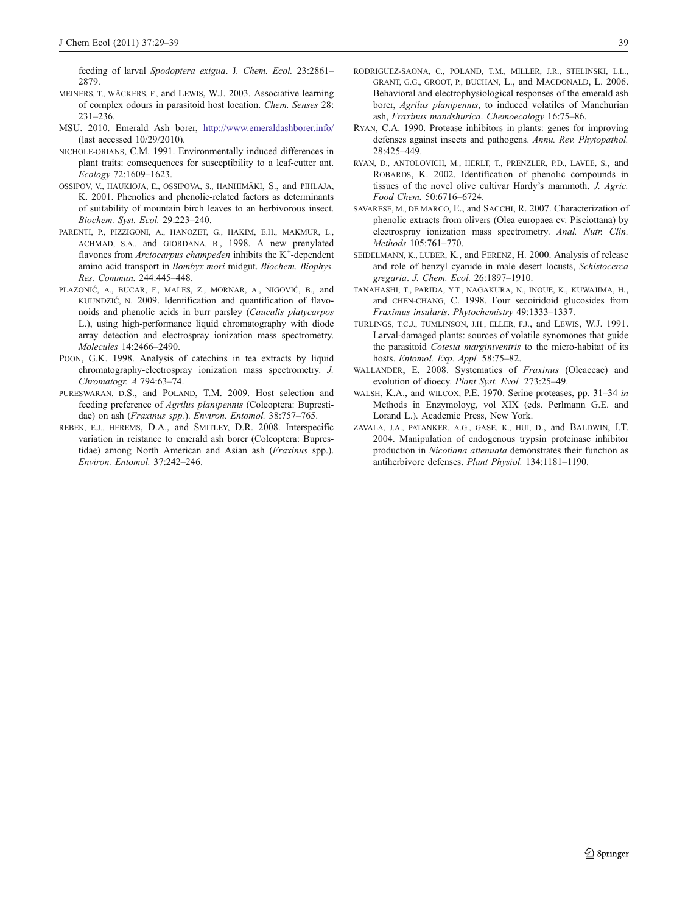feeding of larval *Spodoptera exigua*. J. *Chem. Ecol.* 23:2861–2879.

MEINERS, T., WÄCKERS, F., and LEWIS, W.J. 2003. Associative learning of complex odours in parasitoid host location. *Chem. Senses* 28: 231–236.

MSU. 2010. Emerald Ash borer, http://www.emeraldashborer.info/ (last accessed 10/29/2010).

NICHOLE-ORIANS, C.M. 1991. Environmentally induced differences in plant traits: comsequences for susceptibility to a leaf-cutter ant. *Ecology* 72:1609–1623.

OSSIPOV, V., HAUKIOJA, E., OSSIPOVA, S., HANHIMÄKI, S., and PIHLAJA, K. 2001. Phenolics and phenolic-related factors as determinants of suitability of mountain birch leaves to an herbivorous insect. *Biochem. Syst. Ecol.* 29:223–240.

PARENTI, P., PIZZIGONI, A., HANOZET, G., HAKIM, E.H., MAKMUR, L., ACHMAD, S.A., and GIORDANA, B., 1998. A new prenylated flavones from *Arctocarpus champeden* inhibits the $K^+$-dependent amino acid transport in *Bombyx mori* midgut. *Biochem. Biophys. Res. Commun.* 244:445–448.

PLAZONIĆ, A., BUCAR, F., MALES, Z., MORNAR, A., NIGOVIĆ, B., and KUIJNDZIĆ, N. 2009. Identification and quantification of flavonoids and phenolic acids in burr parsley (*Caucalis platycarpos* L.), using high-performance liquid chromatography with diode array detection and electrospray ionization mass spectrometry. *Molecules* 14:2466–2490.

POON, G.K. 1998. Analysis of catechins in tea extracts by liquid chromatography-electrospray ionization mass spectrometry. *J. Chromatogr. A* 794:63–74.

PURESWARAN, D.S., and POLAND, T.M. 2009. Host selection and feeding preference of *Agrilus planipennis* (Coleoptera: Buprestidae) on ash (*Fraxinus spp.*). *Environ. Entomol.* 38:757–765.

REBEK, E.J., HEREMS, D.A., and SMITLEY, D.R. 2008. Interspecific variation in reistance to emerald ash borer (Coleoptera: Buprestidae) among North American and Asian ash (*Fraxinus* spp.). *Environ. Entomol.* 37:242–246.

RODRIGUEZ-SAONA, C., POLAND, T.M., MILLER, J.R., STELINSKI, L.L., GRANT, G.G., GROOT, P., BUCHAN, L., and MACDONALD, L. 2006. Behavioral and electrophysiological responses of the emerald ash borer, *Agrilus planipennis*, to induced volatiles of Manchurian ash, *Fraxinus mandshurica*. *Chemoecology* 16:75–86.

RYAN, C.A. 1990. Protease inhibitors in plants: genes for improving defenses against insects and pathogens. *Annu. Rev. Phytopathol.* 28:425–449.

RYAN, D., ANTOLOVICH, M., HERLT, T., PRENZLER, P.D., LAVEE, S., and ROBARDS, K. 2002. Identification of phenolic compounds in tissues of the novel olive cultivar Hardy's mammoth. *J. Agric. Food Chem.* 50:6716–6724.

SAVARESE, M., DE MARCO, E., and SACCHI, R. 2007. Characterization of phenolic extracts from olivers (Olea europaea cv. Pisciottana) by electrospray ionization mass spectrometry. *Anal. Nutr. Clin. Methods* 105:761–770.

SEIDELMANN, K., LUBER, K., and FERENZ, H. 2000. Analysis of release and role of benzyl cyanide in male desert locusts, *Schistocerca gregaria*. *J. Chem. Ecol.* 26:1897–1910.

TANAHASHI, T., PARIDA, Y.T., NAGAKURA, N., INOUE, K., KUWAJIMA, H., and CHEN-CHANG, C. 1998. Four secoiridoid glucosides from *Fraximus insularis*. *Phytochemistry* 49:1333–1337.

TURLINGS, T.C.J., TUMLINSON, J.H., ELLER, F.J., and LEWIS, W.J. 1991. Larval-damaged plants: sources of volatile synomones that guide the parasitoid *Cotesia marginiventris* to the micro-habitat of its hosts. *Entomol. Exp. Appl.* 58:75–82.

WALLANDER, E. 2008. Systematics of *Fraxinus* (Oleaceae) and evolution of dioecy. *Plant Syst. Evol.* 273:25–49.

WALSH, K.A., and WILCOX, P.E. 1970. Serine proteases, pp. 31–34 *in* Methods in Enzymoloyg, vol XIX (eds. Perlmann G.E. and Lorand L.). Academic Press, New York.

ZAVALA, J.A., PATANKER, A.G., GASE, K., HUI, D., and BALDWIN, I.T. 2004. Manipulation of endogenous trypsin proteinase inhibitor production in *Nicotiana attenuata* demonstrates their function as antiherbivore defenses. *Plant Physiol.* 134:1181–1190.